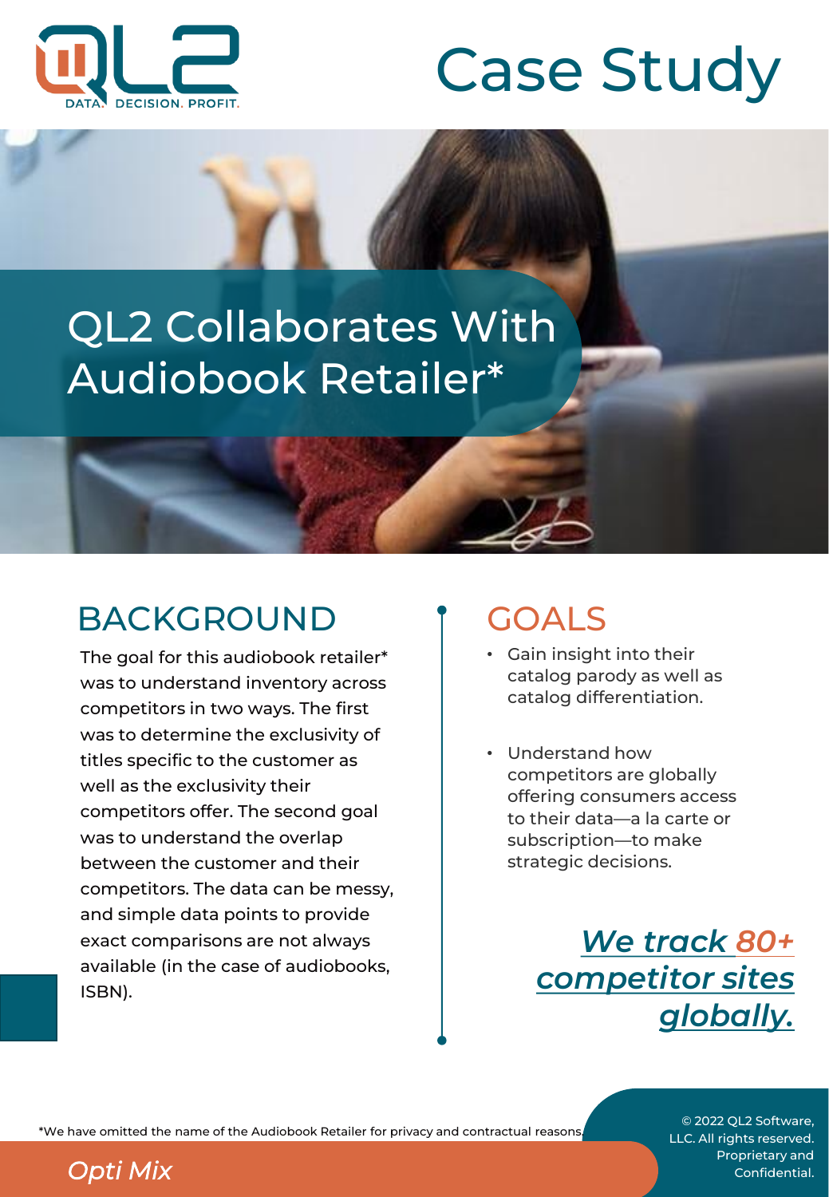QL2

DATA. DECISION. PROFIT.

# Case Study

## QL2 Collaborates With Audiobook Retailer*

## BACKGROUND

The goal for this audiobook retailer* was to understand inventory across competitors in two ways. The first was to determine the exclusivity of titles specific to the customer as well as the exclusivity their competitors offer. The second goal was to understand the overlap between the customer and their competitors. The data can be messy, and simple data points to provide exact comparisons are not always available (in the case of audiobooks, ISBN).

## GOALS

- Gain insight into their catalog parody as well as catalog differentiation.
- Understand how competitors are globally offering consumers access to their data—a la carte or subscription—to make strategic decisions.

***We track 80+ competitor sites globally.***

*We have omitted the name of the Audiobook Retailer for privacy and contractual reasons.

*Opti Mix*

© 2022 QL2 Software, LLC. All rights reserved. Proprietary and Confidential.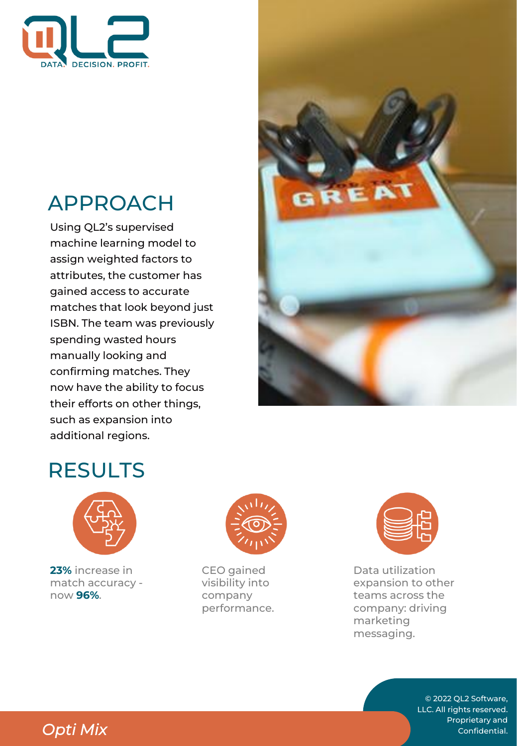QL2

DATA. DECISION. PROFIT.

## APPROACH

Using QL2's supervised machine learning model to assign weighted factors to attributes, the customer has gained access to accurate matches that look beyond just ISBN. The team was previously spending wasted hours manually looking and confirming matches. They now have the ability to focus their efforts on other things, such as expansion into additional regions.

## RESULTS

**23%** increase in match accuracy - now **96%**.

CEO gained visibility into company performance.

Data utilization expansion to other teams across the company: driving marketing messaging.

*Opti Mix*

© 2022 QL2 Software, LLC. All rights reserved. Proprietary and Confidential.